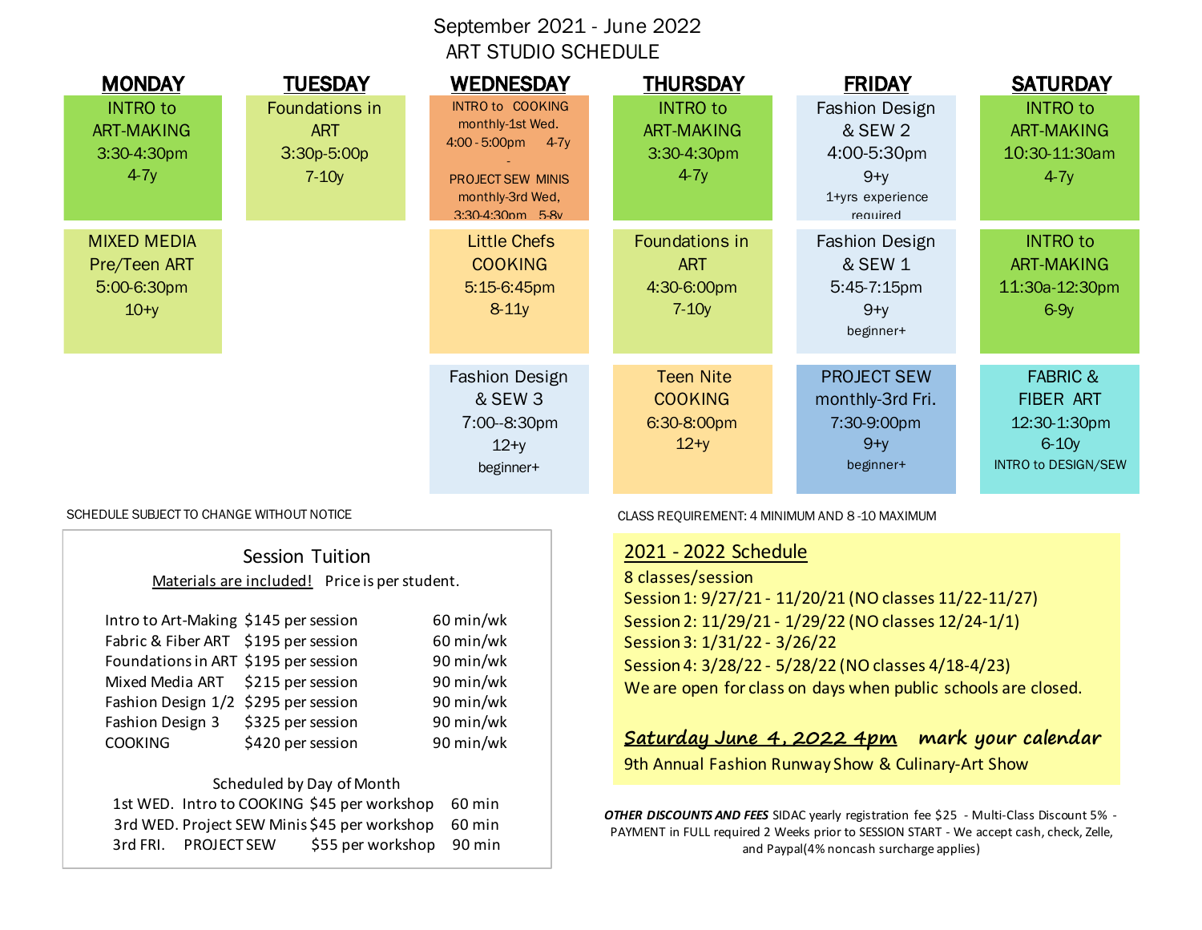# September 2021 - June 2022
# ART STUDIO SCHEDULE

| MONDAY | TUESDAY | WEDNESDAY | THURSDAY | FRIDAY | SATURDAY |
|---|---|---|---|---|---|
| INTRO to ART-MAKING 3:30-4:30pm 4-7y | Foundations in ART 3:30p-5:00p 7-10y | INTRO to COOKING monthly-1st Wed. 4:00 - 5:00pm 4-7y - PROJECT SEW MINIS monthly-3rd Wed, 3:30-4:30pm 5-8y | INTRO to ART-MAKING 3:30-4:30pm 4-7y | Fashion Design & SEW 2 4:00-5:30pm 9+y 1+yrs experience required | INTRO to ART-MAKING 10:30-11:30am 4-7y |
| MIXED MEDIA Pre/Teen ART 5:00-6:30pm 10+y | | Little Chefs COOKING 5:15-6:45pm 8-11y | Foundations in ART 4:30-6:00pm 7-10y | Fashion Design & SEW 1 5:45-7:15pm 9+y beginner+ | INTRO to ART-MAKING 11:30a-12:30pm 6-9y |
| | | Fashion Design & SEW 3 7:00--8:30pm 12+y beginner+ | Teen Nite COOKING 6:30-8:00pm 12+y | PROJECT SEW monthly-3rd Fri. 7:30-9:00pm 9+y beginner+ | FABRIC & FIBER ART 12:30-1:30pm 6-10y INTRO to DESIGN/SEW |

SCHEDULE SUBJECT TO CHANGE WITHOUT NOTICE

CLASS REQUIREMENT: 4 MINIMUM AND 8 -10 MAXIMUM

## Session Tuition

Materials are included! Price is per student.

| Class | Price | Time |
|---|---|---|
| Intro to Art-Making | $145 per session | 60 min/wk |
| Fabric & Fiber ART | $195 per session | 60 min/wk |
| Foundations in ART | $195 per session | 90 min/wk |
| Mixed Media ART | $215 per session | 90 min/wk |
| Fashion Design 1/2 | $295 per session | 90 min/wk |
| Fashion Design 3 | $325 per session | 90 min/wk |
| COOKING | $420 per session | 90 min/wk |

Scheduled by Day of Month

| Day | Class | Price | Time |
|---|---|---|---|
| 1st WED. | Intro to COOKING | $45 per workshop | 60 min |
| 3rd WED. | Project SEW Minis | $45 per workshop | 60 min |
| 3rd FRI. | PROJECT SEW | $55 per workshop | 90 min |

## 2021 - 2022 Schedule

8 classes/session

Session 1: 9/27/21 - 11/20/21 (NO classes 11/22-11/27)

Session 2: 11/29/21 - 1/29/22 (NO classes 12/24-1/1)

Session 3: 1/31/22 - 3/26/22

Session 4: 3/28/22 - 5/28/22 (NO classes 4/18-4/23)

We are open for class on days when public schools are closed.

***Saturday June 4, 2022 4pm*** **mark your calendar**

9th Annual Fashion Runway Show & Culinary-Art Show

***OTHER DISCOUNTS AND FEES*** SIDAC yearly registration fee $25 - Multi-Class Discount 5% - PAYMENT in FULL required 2 Weeks prior to SESSION START - We accept cash, check, Zelle, and Paypal(4% noncash surcharge applies)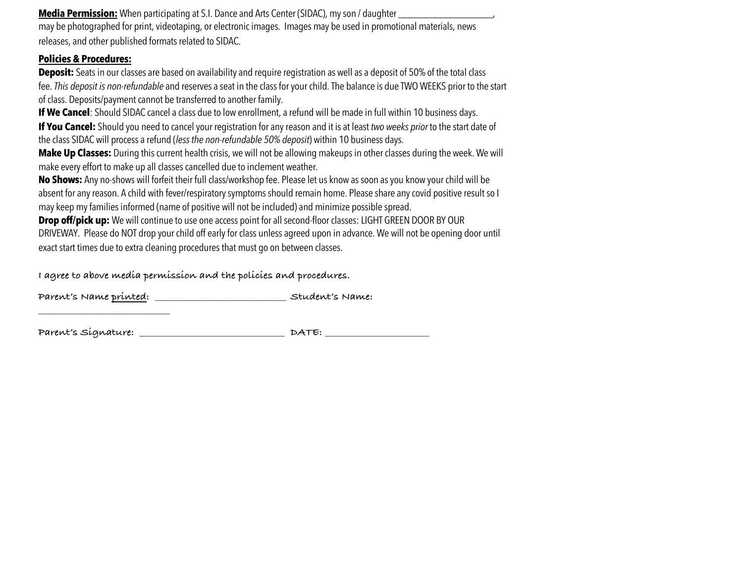**<u>Media Permission:</u>** When participating at S.I. Dance and Arts Center (SIDAC), my son / daughter ______________________, may be photographed for print, videotaping, or electronic images. Images may be used in promotional materials, news releases, and other published formats related to SIDAC.

**<u>Policies & Procedures:</u>**

**Deposit:** Seats in our classes are based on availability and require registration as well as a deposit of 50% of the total class fee. *This deposit is non-refundable* and reserves a seat in the class for your child. The balance is due TWO WEEKS prior to the start of class. Deposits/payment cannot be transferred to another family.

**If We Cancel**: Should SIDAC cancel a class due to low enrollment, a refund will be made in full within 10 business days.

**If You Cancel:** Should you need to cancel your registration for any reason and it is at least *two weeks prior* to the start date of the class SIDAC will process a refund (*less the non-refundable 50% deposit*) within 10 business days.

**Make Up Classes:** During this current health crisis, we will not be allowing makeups in other classes during the week. We will make every effort to make up all classes cancelled due to inclement weather.

**No Shows:** Any no-shows will forfeit their full class/workshop fee. Please let us know as soon as you know your child will be absent for any reason. A child with fever/respiratory symptoms should remain home. Please share any covid positive result so I may keep my families informed (name of positive will not be included) and minimize possible spread.

**Drop off/pick up:** We will continue to use one access point for all second-floor classes: LIGHT GREEN DOOR BY OUR DRIVEWAY. Please do NOT drop your child off early for class unless agreed upon in advance. We will not be opening door until exact start times due to extra cleaning procedures that must go on between classes.

**I agree to above media permission and the policies and procedures.**

**Parent's Name <u>printed</u>:** ______________________________ **Student's Name:** ______________________________

**Parent's Signature:** _________________________________ **DATE:** ________________________